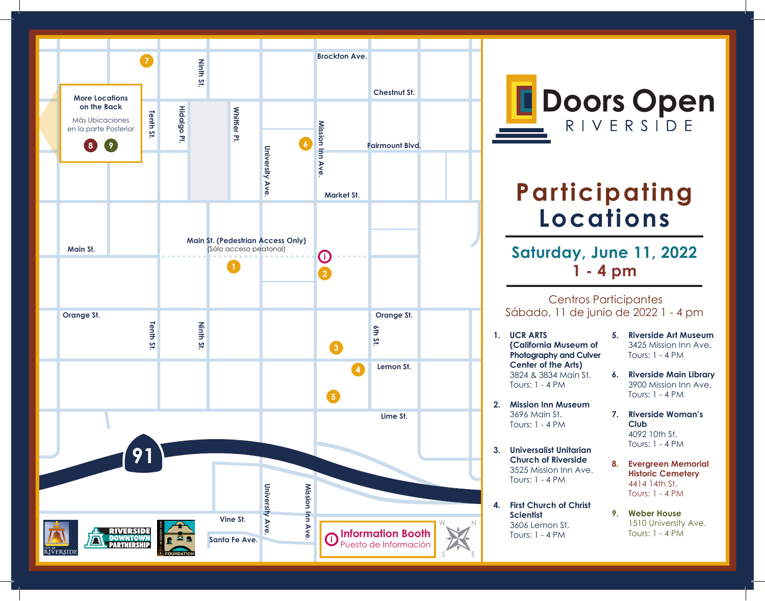# Doors Open
RIVERSIDE

## Participating Locations

### Saturday, June 11, 2022
### 1 - 4 pm

Centros Participantes
Sábado, 11 de junio de 2022 1 - 4 pm

1. **UCR ARTS (California Museum of Photography and Culver Center of the Arts)**
   3824 & 3834 Main St.
   Tours: 1 - 4 PM

2. **Mission Inn Museum**
   3696 Main St.
   Tours: 1 - 4 PM

3. **Universalist Unitarian Church of Riverside**
   3525 Mission Inn Ave.
   Tours: 1 - 4 PM

4. **First Church of Christ Scientist**
   3606 Lemon St.
   Tours: 1 - 4 PM

5. **Riverside Art Museum**
   3425 Mission Inn Ave.
   Tours: 1 - 4 PM

6. **Riverside Main Library**
   3900 Mission Inn Ave.
   Tours: 1 - 4 PM

7. **Riverside Woman's Club**
   4092 10th St.
   Tours: 1 - 4 PM

8. **Evergreen Memorial Historic Cemetery**
   4414 14th St.
   Tours: 1 - 4 PM

9. **Weber House**
   1510 University Ave.
   Tours: 1 - 4 PM

**More Locations on the Back**
Más Ubicaciones en la parte Posterior
8 9

Main St. (Pedestrian Access Only)
(Sólo acceso peatonal)

**Information Booth**
Puesto de Información

Brockton Ave. · Chestnut St. · Fairmount Blvd. · Market St. · Main St. · Orange St. · Lemon St. · Lime St. · Vine St. · Santa Fe Ave. · Tenth St. · Ninth St. · Hidalgo Pl. · Whittier Pl. · University Ave. · Mission Inn Ave. · 6th St. · 91

CITY OF RIVERSIDE · RIVERSIDE DOWNTOWN PARTNERSHIP · MISSION INN FOUNDATION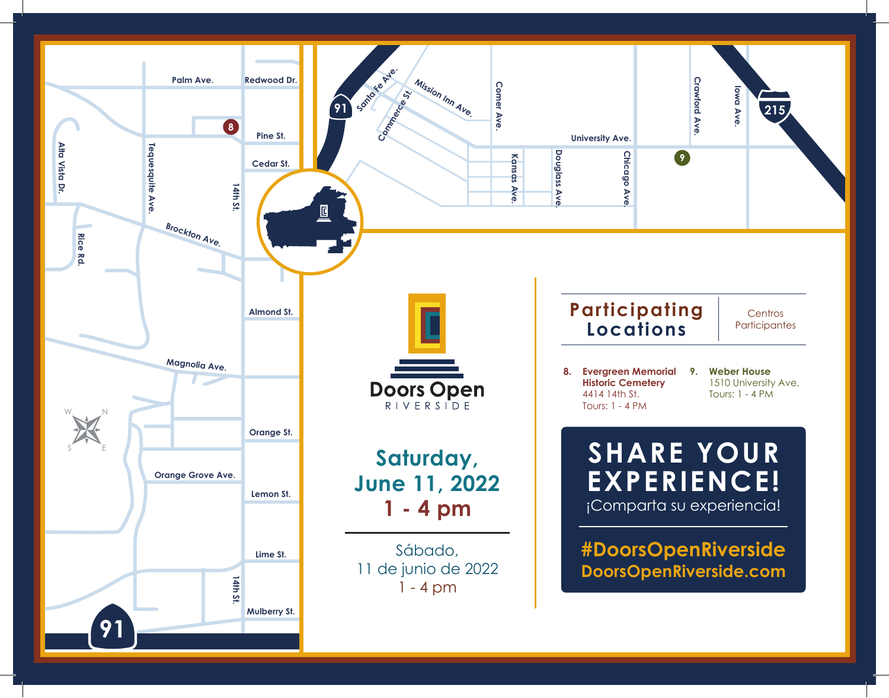# Doors Open

RIVERSIDE

## Saturday, June 11, 2022

## 1 - 4 pm

Sábado, 11 de junio de 2022

1 - 4 pm

## Participating Locations

Centros Participantes

**8. Evergreen Memorial Historic Cemetery**
4414 14th St.
Tours: 1 - 4 PM

**9. Weber House**
1510 University Ave.
Tours: 1 - 4 PM

## SHARE YOUR EXPERIENCE!

¡Comparta su experiencia!

**#DoorsOpenRiverside**

**DoorsOpenRiverside.com**